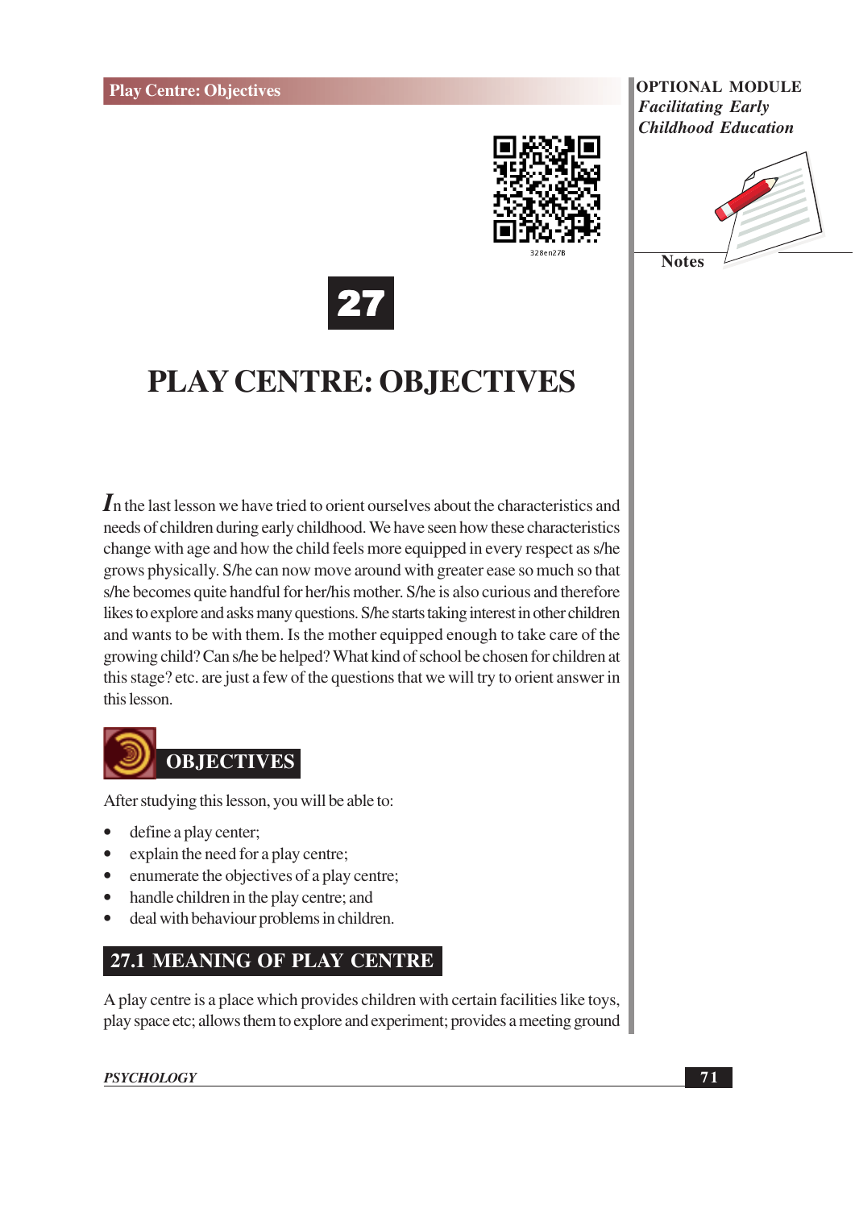# 27

# PLAY CENTRE: OBJECTIVES

In the last lesson we have tried to orient ourselves about the characteristics and needs of children during early childhood. We have seen how these characteristics change with age and how the child feels more equipped in every respect as s/he grows physically. S/he can now move around with greater ease so much so that s/he becomes quite handful for her/his mother. S/he is also curious and therefore likes to explore and asks many questions. S/he starts taking interest in other children and wants to be with them. Is the mother equipped enough to take care of the growing child? Can s/he be helped? What kind of school be chosen for children at this stage? etc. are just a few of the questions that we will try to orient answer in this lesson.

## OBJECTIVES

After studying this lesson, you will be able to:

- define a play center;
- explain the need for a play centre;
- enumerate the objectives of a play centre;
- handle children in the play centre; and
- deal with behaviour problems in children.

## 27.1 MEANING OF PLAY CENTRE

A play centre is a place which provides children with certain facilities like toys, play space etc; allows them to explore and experiment; provides a meeting ground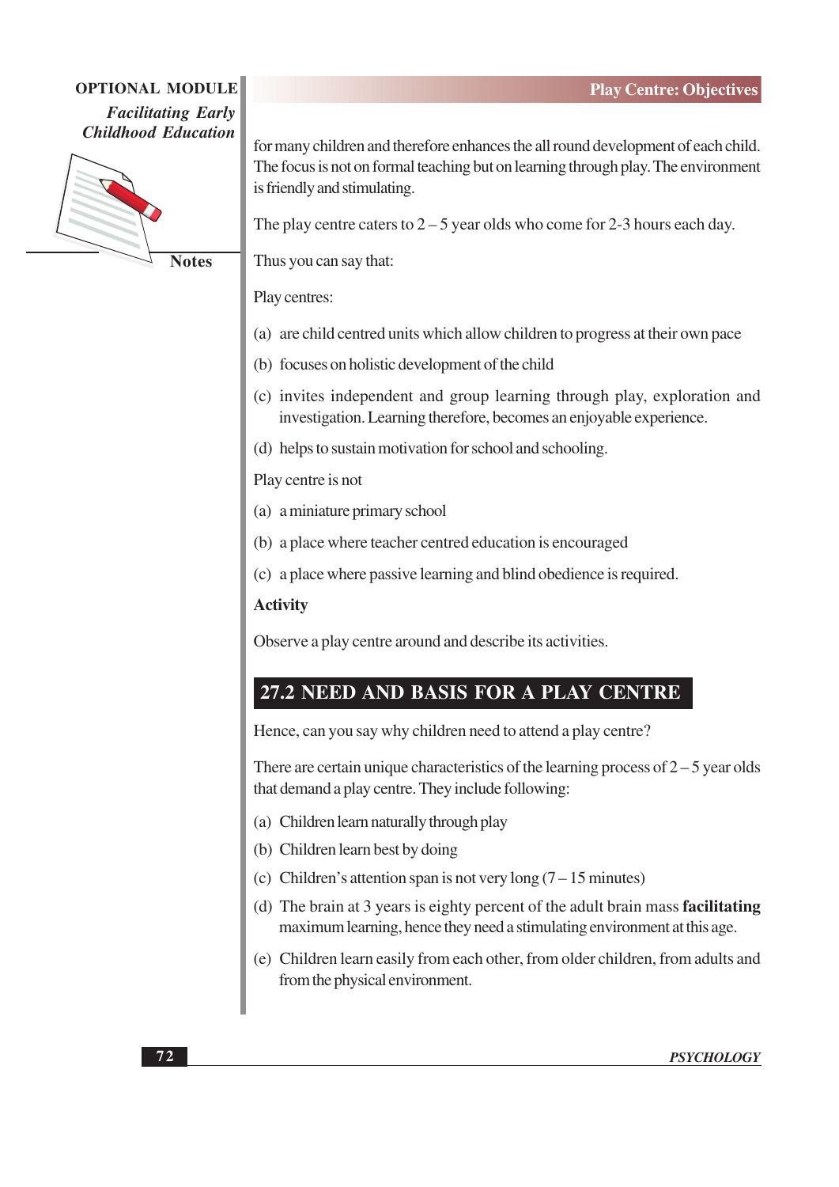for many children and therefore enhances the all round development of each child. The focus is not on formal teaching but on learning through play. The environment is friendly and stimulating.

The play centre caters to 2 – 5 year olds who come for 2-3 hours each day.

Thus you can say that:

Play centres:

(a) are child centred units which allow children to progress at their own pace

(b) focuses on holistic development of the child

(c) invites independent and group learning through play, exploration and investigation. Learning therefore, becomes an enjoyable experience.

(d) helps to sustain motivation for school and schooling.

Play centre is not

(a) a miniature primary school

(b) a place where teacher centred education is encouraged

(c) a place where passive learning and blind obedience is required.

**Activity**

Observe a play centre around and describe its activities.

## 27.2 NEED AND BASIS FOR A PLAY CENTRE

Hence, can you say why children need to attend a play centre?

There are certain unique characteristics of the learning process of 2 – 5 year olds that demand a play centre. They include following:

(a) Children learn naturally through play

(b) Children learn best by doing

(c) Children's attention span is not very long (7 – 15 minutes)

(d) The brain at 3 years is eighty percent of the adult brain mass **facilitating** maximum learning, hence they need a stimulating environment at this age.

(e) Children learn easily from each other, from older children, from adults and from the physical environment.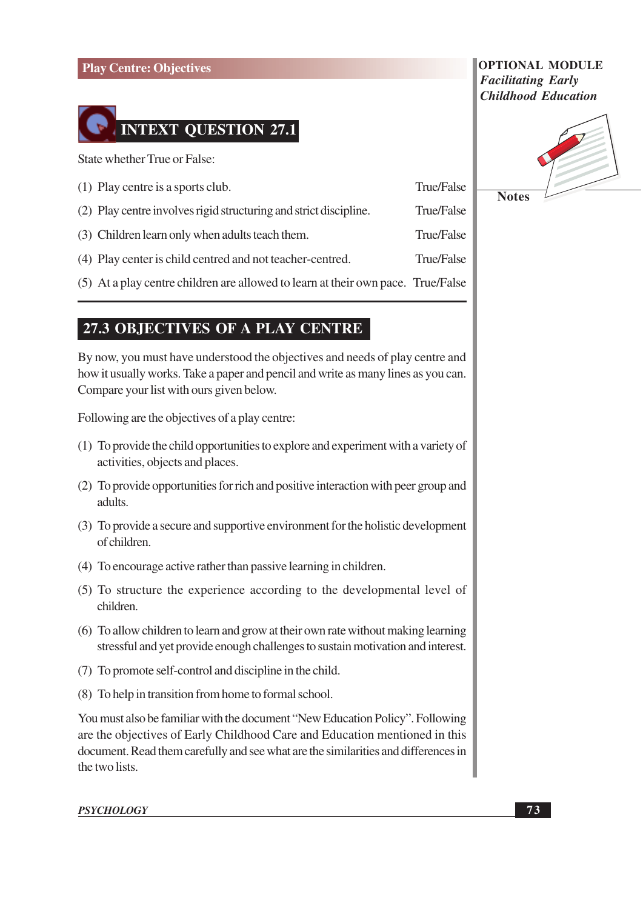## INTEXT QUESTION 27.1

State whether True or False:

(1) Play centre is a sports club. True/False

(2) Play centre involves rigid structuring and strict discipline. True/False

(3) Children learn only when adults teach them. True/False

(4) Play center is child centred and not teacher-centred. True/False

(5) At a play centre children are allowed to learn at their own pace. True/False

## 27.3 OBJECTIVES OF A PLAY CENTRE

By now, you must have understood the objectives and needs of play centre and how it usually works. Take a paper and pencil and write as many lines as you can. Compare your list with ours given below.

Following are the objectives of a play centre:

(1) To provide the child opportunities to explore and experiment with a variety of activities, objects and places.

(2) To provide opportunities for rich and positive interaction with peer group and adults.

(3) To provide a secure and supportive environment for the holistic development of children.

(4) To encourage active rather than passive learning in children.

(5) To structure the experience according to the developmental level of children.

(6) To allow children to learn and grow at their own rate without making learning stressful and yet provide enough challenges to sustain motivation and interest.

(7) To promote self-control and discipline in the child.

(8) To help in transition from home to formal school.

You must also be familiar with the document "New Education Policy". Following are the objectives of Early Childhood Care and Education mentioned in this document. Read them carefully and see what are the similarities and differences in the two lists.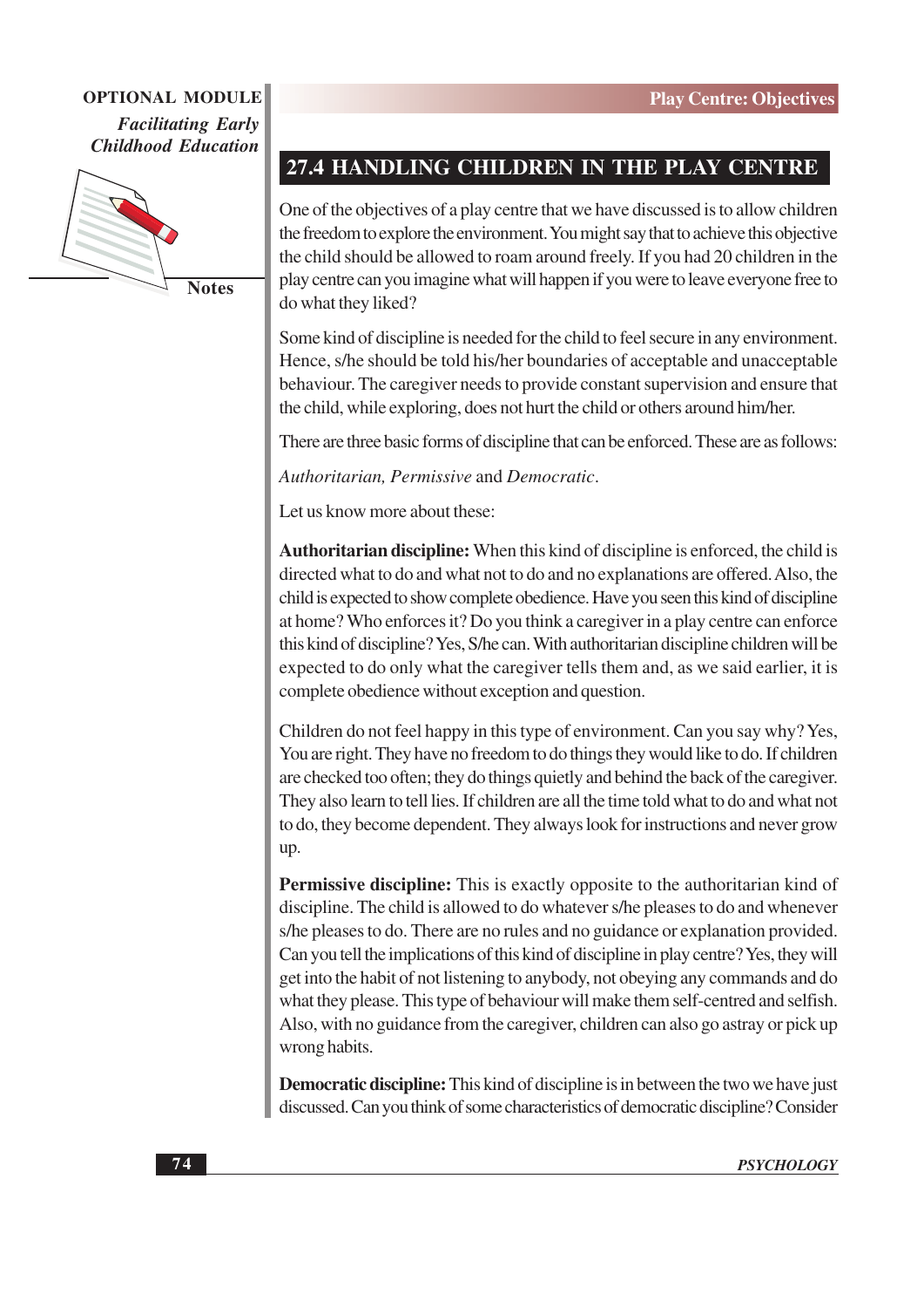## 27.4 HANDLING CHILDREN IN THE PLAY CENTRE

One of the objectives of a play centre that we have discussed is to allow children the freedom to explore the environment. You might say that to achieve this objective the child should be allowed to roam around freely. If you had 20 children in the play centre can you imagine what will happen if you were to leave everyone free to do what they liked?

Some kind of discipline is needed for the child to feel secure in any environment. Hence, s/he should be told his/her boundaries of acceptable and unacceptable behaviour. The caregiver needs to provide constant supervision and ensure that the child, while exploring, does not hurt the child or others around him/her.

There are three basic forms of discipline that can be enforced. These are as follows:

*Authoritarian, Permissive* and *Democratic*.

Let us know more about these:

**Authoritarian discipline:** When this kind of discipline is enforced, the child is directed what to do and what not to do and no explanations are offered. Also, the child is expected to show complete obedience. Have you seen this kind of discipline at home? Who enforces it? Do you think a caregiver in a play centre can enforce this kind of discipline? Yes, S/he can. With authoritarian discipline children will be expected to do only what the caregiver tells them and, as we said earlier, it is complete obedience without exception and question.

Children do not feel happy in this type of environment. Can you say why? Yes, You are right. They have no freedom to do things they would like to do. If children are checked too often; they do things quietly and behind the back of the caregiver. They also learn to tell lies. If children are all the time told what to do and what not to do, they become dependent. They always look for instructions and never grow up.

**Permissive discipline:** This is exactly opposite to the authoritarian kind of discipline. The child is allowed to do whatever s/he pleases to do and whenever s/he pleases to do. There are no rules and no guidance or explanation provided. Can you tell the implications of this kind of discipline in play centre? Yes, they will get into the habit of not listening to anybody, not obeying any commands and do what they please. This type of behaviour will make them self-centred and selfish. Also, with no guidance from the caregiver, children can also go astray or pick up wrong habits.

**Democratic discipline:** This kind of discipline is in between the two we have just discussed. Can you think of some characteristics of democratic discipline? Consider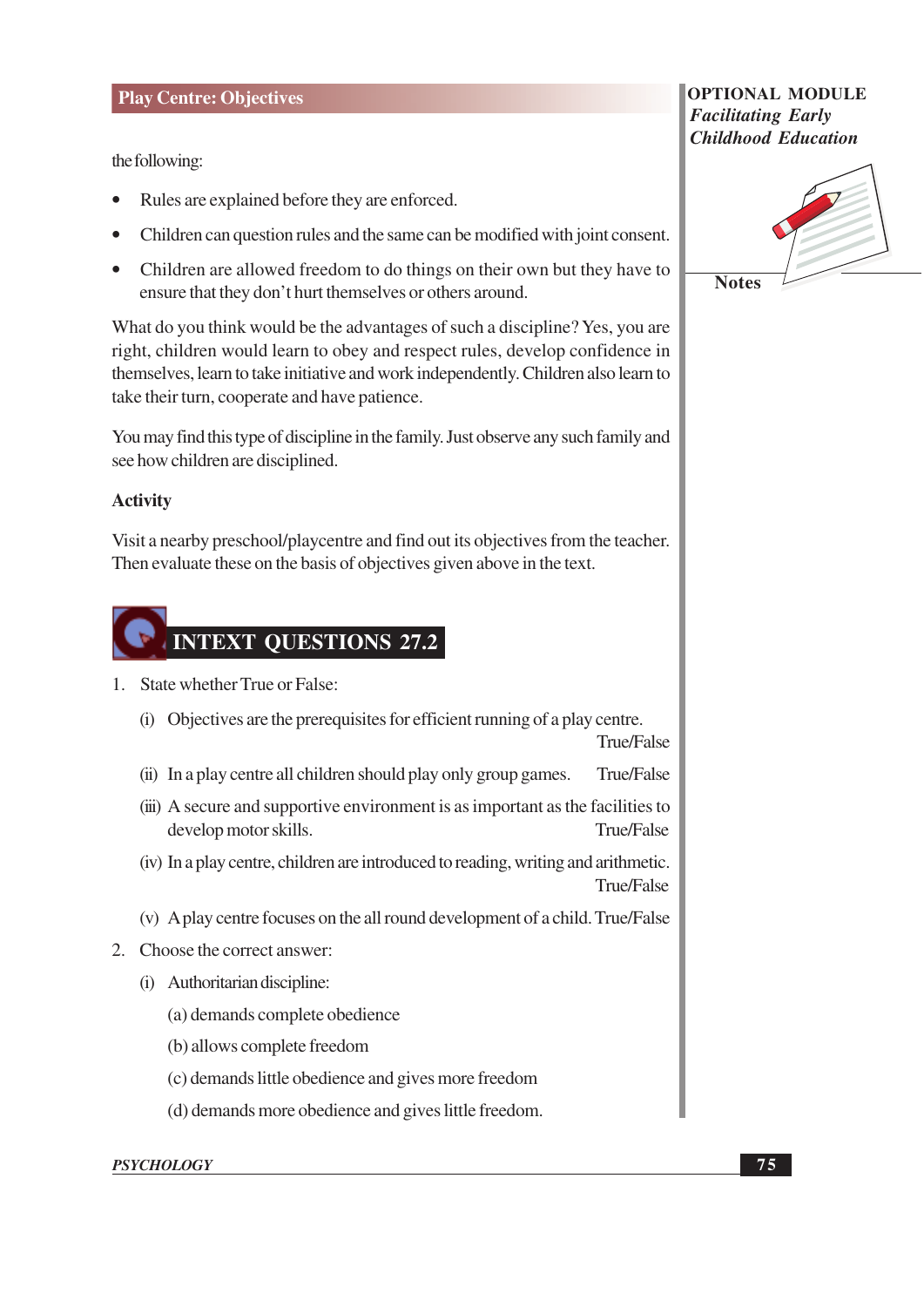the following:

- Rules are explained before they are enforced.
- Children can question rules and the same can be modified with joint consent.
- Children are allowed freedom to do things on their own but they have to ensure that they don't hurt themselves or others around.

What do you think would be the advantages of such a discipline? Yes, you are right, children would learn to obey and respect rules, develop confidence in themselves, learn to take initiative and work independently. Children also learn to take their turn, cooperate and have patience.

You may find this type of discipline in the family. Just observe any such family and see how children are disciplined.

**Activity**

Visit a nearby preschool/playcentre and find out its objectives from the teacher. Then evaluate these on the basis of objectives given above in the text.

## INTEXT QUESTIONS 27.2

1. State whether True or False:

   (i) Objectives are the prerequisites for efficient running of a play centre. True/False

   (ii) In a play centre all children should play only group games. True/False

   (iii) A secure and supportive environment is as important as the facilities to develop motor skills. True/False

   (iv) In a play centre, children are introduced to reading, writing and arithmetic. True/False

   (v) A play centre focuses on the all round development of a child. True/False

2. Choose the correct answer:

   (i) Authoritarian discipline:

   (a) demands complete obedience

   (b) allows complete freedom

   (c) demands little obedience and gives more freedom

   (d) demands more obedience and gives little freedom.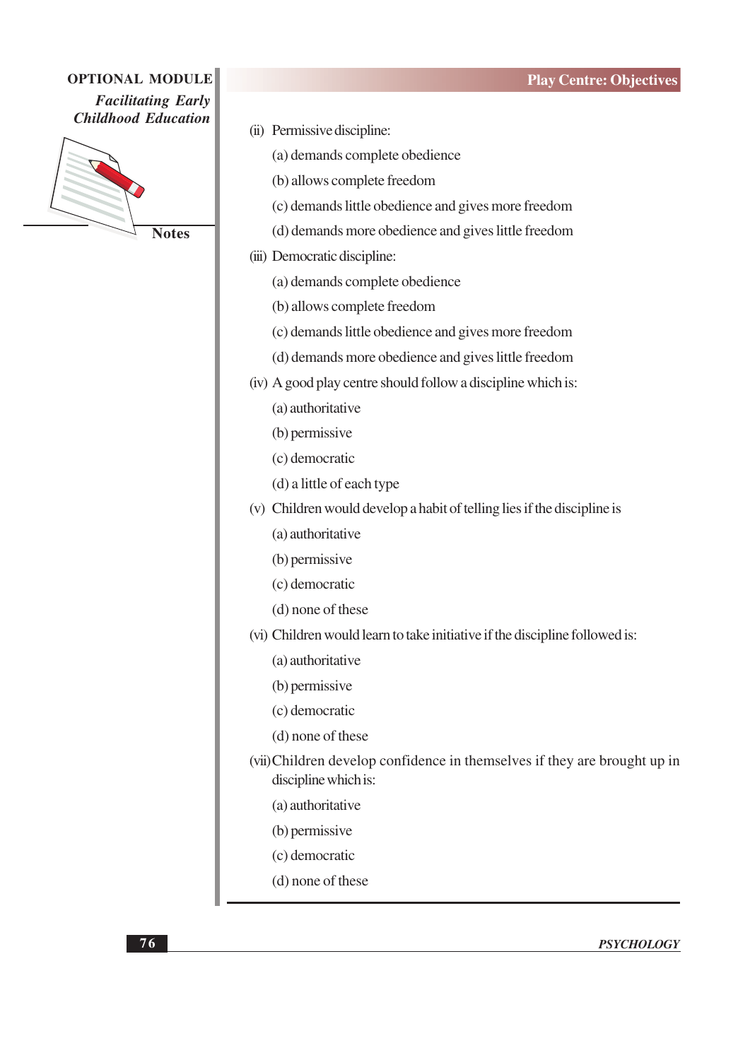(ii) Permissive discipline:

(a) demands complete obedience

(b) allows complete freedom

(c) demands little obedience and gives more freedom

(d) demands more obedience and gives little freedom

(iii) Democratic discipline:

(a) demands complete obedience

(b) allows complete freedom

(c) demands little obedience and gives more freedom

(d) demands more obedience and gives little freedom

(iv) A good play centre should follow a discipline which is:

(a) authoritative

(b) permissive

(c) democratic

(d) a little of each type

(v) Children would develop a habit of telling lies if the discipline is

(a) authoritative

(b) permissive

(c) democratic

(d) none of these

(vi) Children would learn to take initiative if the discipline followed is:

(a) authoritative

(b) permissive

(c) democratic

(d) none of these

(vii) Children develop confidence in themselves if they are brought up in discipline which is:

(a) authoritative

(b) permissive

(c) democratic

(d) none of these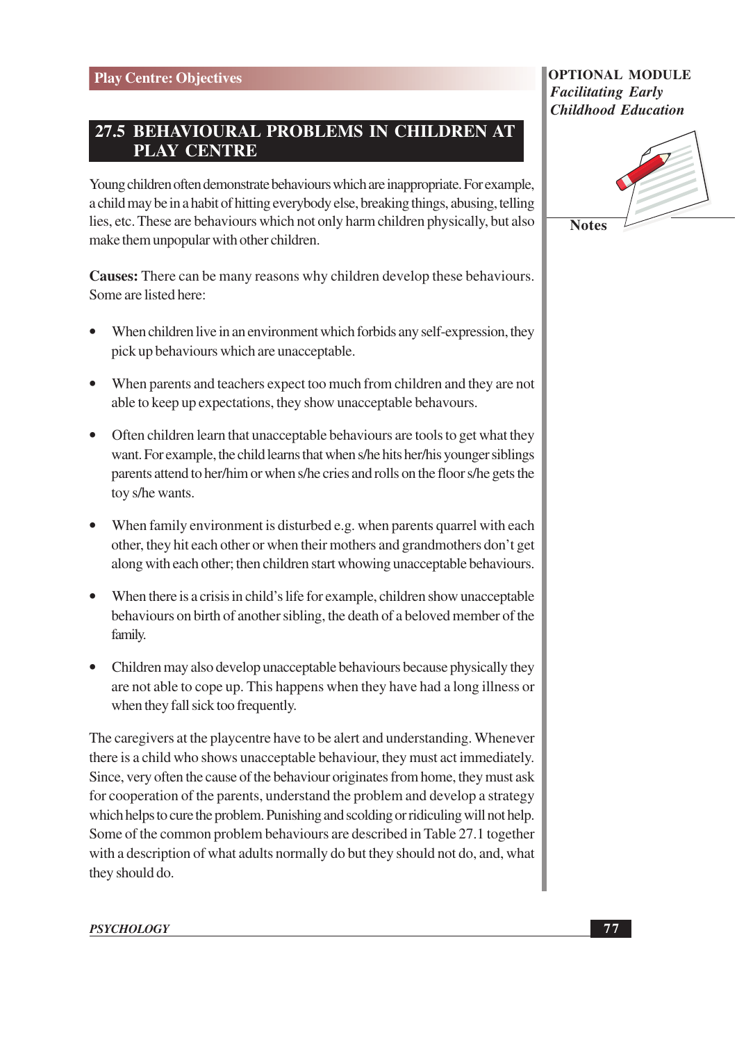## 27.5 BEHAVIOURAL PROBLEMS IN CHILDREN AT PLAY CENTRE

Young children often demonstrate behaviours which are inappropriate. For example, a child may be in a habit of hitting everybody else, breaking things, abusing, telling lies, etc. These are behaviours which not only harm children physically, but also make them unpopular with other children.

**Causes:** There can be many reasons why children develop these behaviours. Some are listed here:

- When children live in an environment which forbids any self-expression, they pick up behaviours which are unacceptable.
- When parents and teachers expect too much from children and they are not able to keep up expectations, they show unacceptable behavours.
- Often children learn that unacceptable behaviours are tools to get what they want. For example, the child learns that when s/he hits her/his younger siblings parents attend to her/him or when s/he cries and rolls on the floor s/he gets the toy s/he wants.
- When family environment is disturbed e.g. when parents quarrel with each other, they hit each other or when their mothers and grandmothers don't get along with each other; then children start whowing unacceptable behaviours.
- When there is a crisis in child's life for example, children show unacceptable behaviours on birth of another sibling, the death of a beloved member of the family.
- Children may also develop unacceptable behaviours because physically they are not able to cope up. This happens when they have had a long illness or when they fall sick too frequently.

The caregivers at the playcentre have to be alert and understanding. Whenever there is a child who shows unacceptable behaviour, they must act immediately. Since, very often the cause of the behaviour originates from home, they must ask for cooperation of the parents, understand the problem and develop a strategy which helps to cure the problem. Punishing and scolding or ridiculing will not help. Some of the common problem behaviours are described in Table 27.1 together with a description of what adults normally do but they should not do, and, what they should do.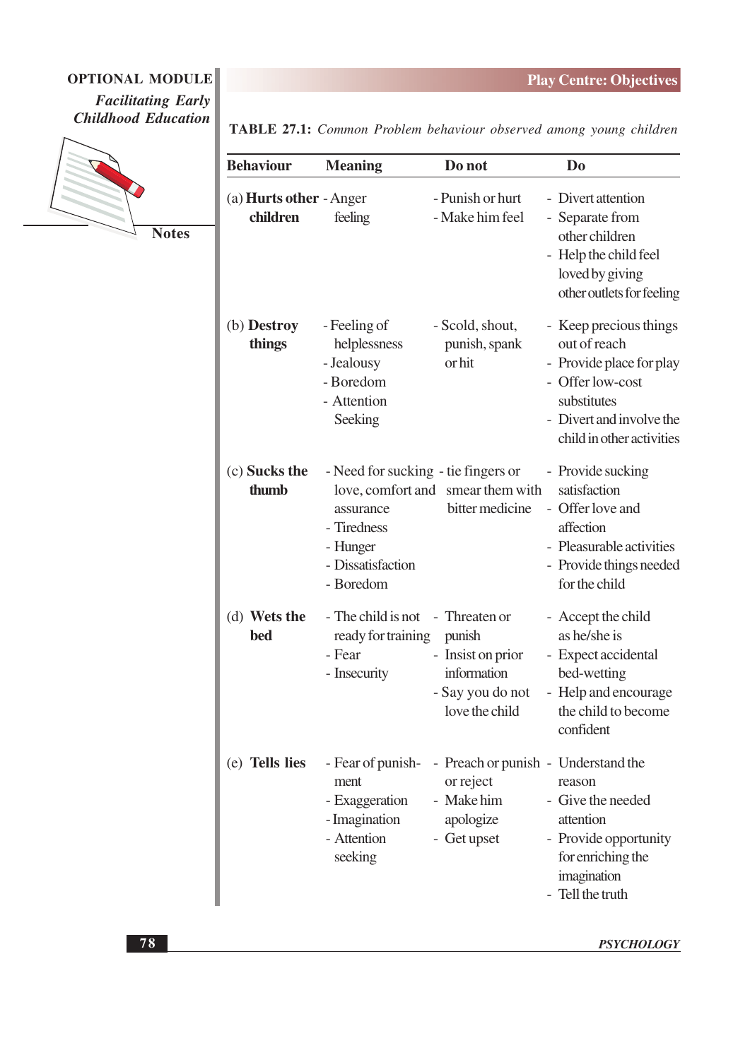**TABLE 27.1:** *Common Problem behaviour observed among young children*

| Behaviour | Meaning | Do not | Do |
|---|---|---|---|
| (a) **Hurts other children** | - Anger feeling | - Punish or hurt<br>- Make him feel | - Divert attention<br>- Separate from other children<br>- Help the child feel loved by giving other outlets for feeling |
| (b) **Destroy things** | - Feeling of helplessness<br>- Jealousy<br>- Boredom<br>- Attention Seeking | - Scold, shout, punish, spank or hit | - Keep precious things out of reach<br>- Provide place for play<br>- Offer low-cost substitutes<br>- Divert and involve the child in other activities |
| (c) **Sucks the thumb** | - Need for sucking love, comfort and assurance<br>- Tiredness<br>- Hunger<br>- Dissatisfaction<br>- Boredom | - tie fingers or smear them with bitter medicine | - Provide sucking satisfaction<br>- Offer love and affection<br>- Pleasurable activities<br>- Provide things needed for the child |
| (d) **Wets the bed** | - The child is not ready for training<br>- Fear<br>- Insecurity | - Threaten or punish<br>- Insist on prior information<br>- Say you do not love the child | - Accept the child as he/she is<br>- Expect accidental bed-wetting<br>- Help and encourage the child to become confident |
| (e) **Tells lies** | - Fear of punish-ment<br>- Exaggeration<br>- Imagination<br>- Attention seeking | - Preach or punish or reject<br>- Make him apologize<br>- Get upset | - Understand the reason<br>- Give the needed attention<br>- Provide opportunity for enriching the imagination<br>- Tell the truth |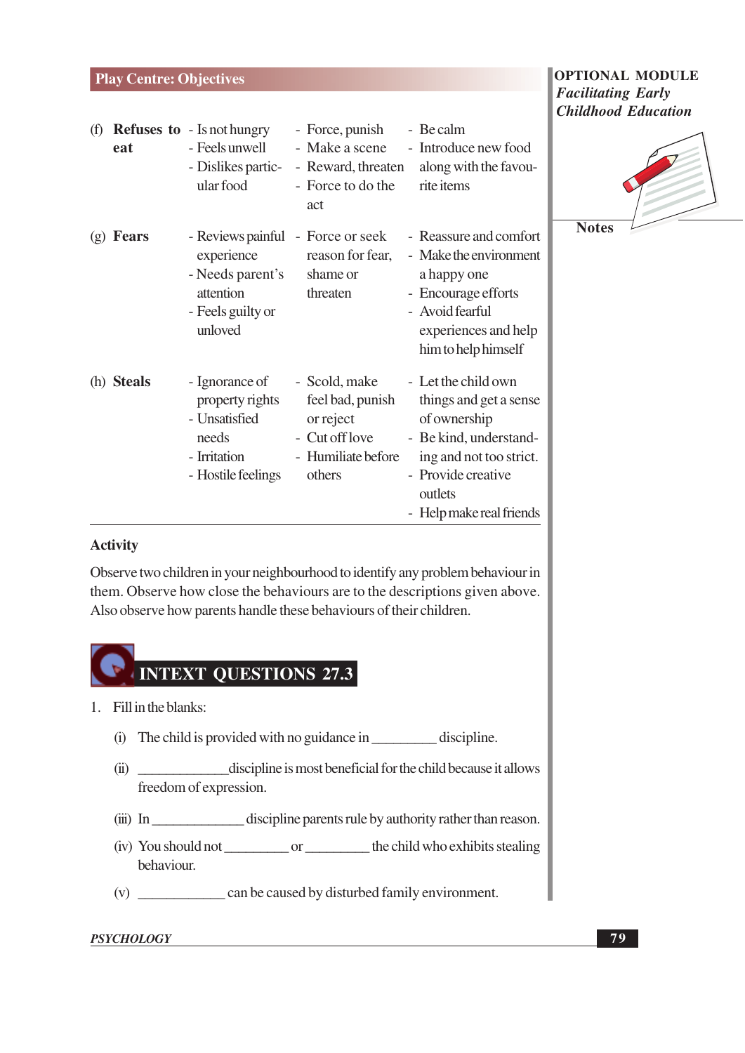| | | | |
|---|---|---|---|
| (f) **Refuses to eat** | - Is not hungry<br>- Feels unwell<br>- Dislikes particular food | - Force, punish<br>- Make a scene<br>- Reward, threaten<br>- Force to do the act | - Be calm<br>- Introduce new food along with the favourite items |
| (g) **Fears** | - Reviews painful experience<br>- Needs parent's attention<br>- Feels guilty or unloved | - Force or seek reason for fear, shame or threaten | - Reassure and comfort<br>- Make the environment a happy one<br>- Encourage efforts<br>- Avoid fearful experiences and help him to help himself |
| (h) **Steals** | - Ignorance of property rights<br>- Unsatisfied needs<br>- Irritation<br>- Hostile feelings | - Scold, make feel bad, punish or reject<br>- Cut off love<br>- Humiliate before others | - Let the child own things and get a sense of ownership<br>- Be kind, understanding and not too strict.<br>- Provide creative outlets<br>- Help make real friends |

**Activity**

Observe two children in your neighbourhood to identify any problem behaviour in them. Observe how close the behaviours are to the descriptions given above. Also observe how parents handle these behaviours of their children.

## INTEXT QUESTIONS 27.3

1. Fill in the blanks:

   (i) The child is provided with no guidance in _________ discipline.

   (ii) ____________discipline is most beneficial for the child because it allows freedom of expression.

   (iii) In _____________ discipline parents rule by authority rather than reason.

   (iv) You should not _________ or _________ the child who exhibits stealing behaviour.

   (v) ____________ can be caused by disturbed family environment.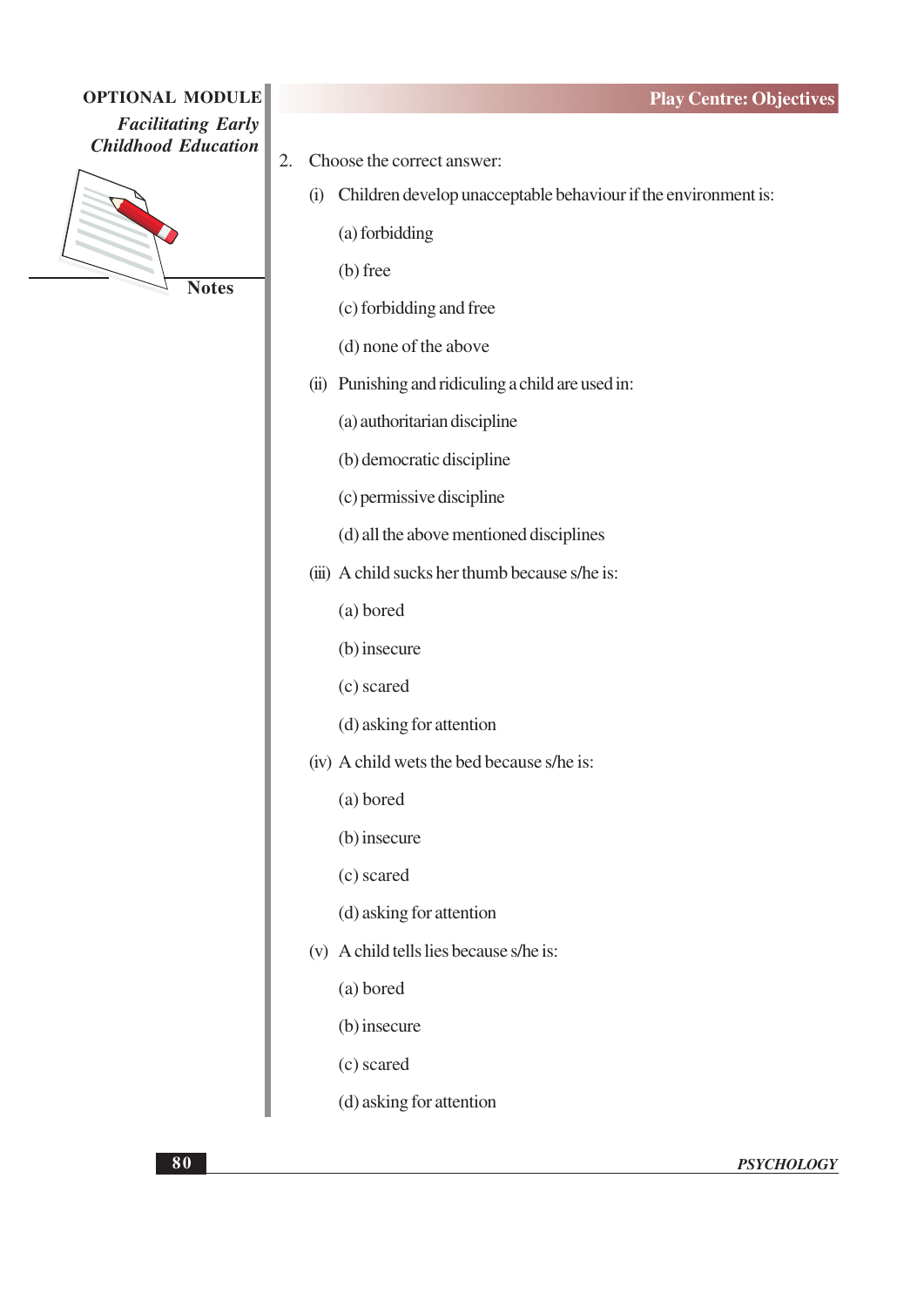2. Choose the correct answer:

   (i) Children develop unacceptable behaviour if the environment is:

   (a) forbidding

   (b) free

   (c) forbidding and free

   (d) none of the above

   (ii) Punishing and ridiculing a child are used in:

   (a) authoritarian discipline

   (b) democratic discipline

   (c) permissive discipline

   (d) all the above mentioned disciplines

   (iii) A child sucks her thumb because s/he is:

   (a) bored

   (b) insecure

   (c) scared

   (d) asking for attention

   (iv) A child wets the bed because s/he is:

   (a) bored

   (b) insecure

   (c) scared

   (d) asking for attention

   (v) A child tells lies because s/he is:

   (a) bored

   (b) insecure

   (c) scared

   (d) asking for attention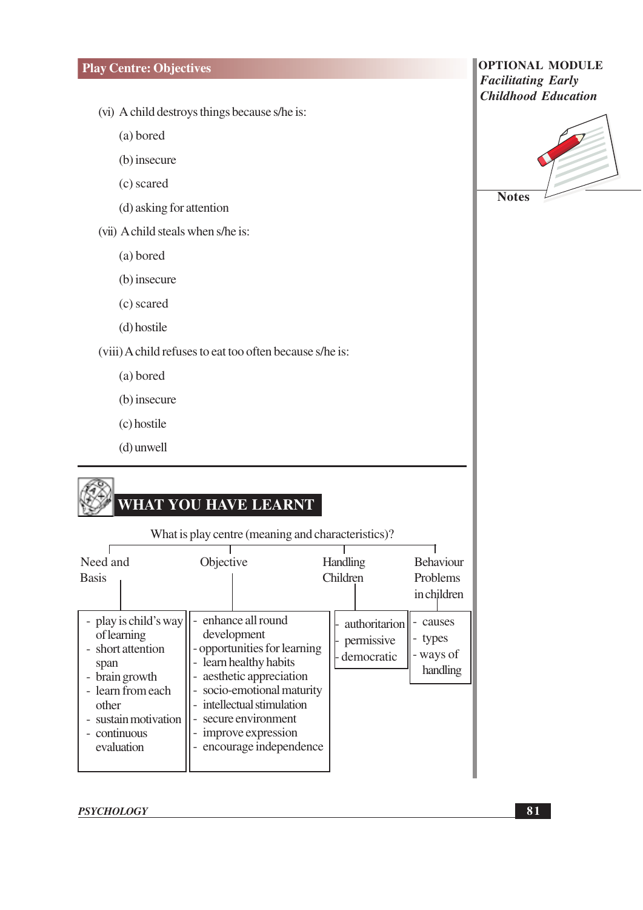(vi) A child destroys things because s/he is:

(a) bored

(b) insecure

(c) scared

(d) asking for attention

(vii) A child steals when s/he is:

(a) bored

(b) insecure

(c) scared

(d) hostile

(viii) A child refuses to eat too often because s/he is:

(a) bored

(b) insecure

(c) hostile

(d) unwell

## WHAT YOU HAVE LEARNT

What is play centre (meaning and characteristics)?

| Need and Basis | Objective | Handling Children | Behaviour Problems in children |
|---|---|---|---|
| - play is child's way of learning<br>- short attention span<br>- brain growth<br>- learn from each other<br>- sustain motivation<br>- continuous evaluation | - enhance all round development<br>- opportunities for learning<br>- learn healthy habits<br>- aesthetic appreciation<br>- socio-emotional maturity<br>- intellectual stimulation<br>- secure environment<br>- improve expression<br>- encourage independence | - authoritarion<br>- permissive<br>- democratic | - causes<br>- types<br>- ways of handling |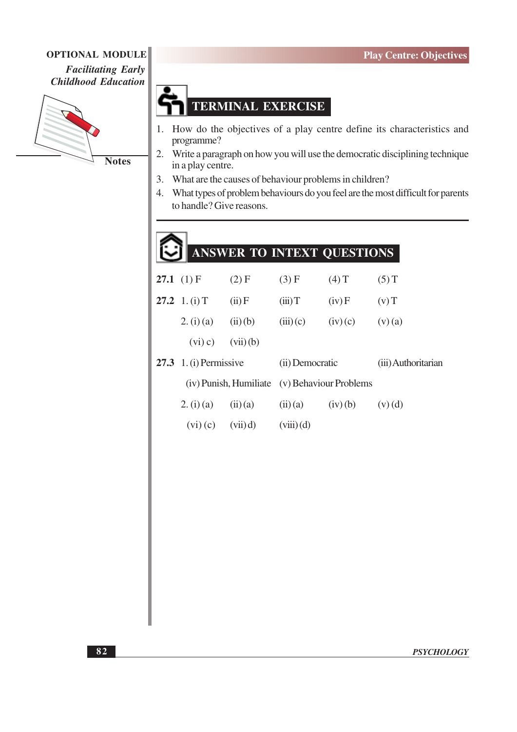## TERMINAL EXERCISE

1. How do the objectives of a play centre define its characteristics and programme?
2. Write a paragraph on how you will use the democratic disciplining technique in a play centre.
3. What are the causes of behaviour problems in children?
4. What types of problem behaviours do you feel are the most difficult for parents to handle? Give reasons.

## ANSWER TO INTEXT QUESTIONS

**27.1** (1) F (2) F (3) F (4) T (5) T

**27.2** 1. (i) T (ii) F (iii) T (iv) F (v) T

2. (i) (a) (ii) (b) (iii) (c) (iv) (c) (v) (a) (vi) c) (vii) (b)

**27.3** 1. (i) Permissive (ii) Democratic (iii) Authoritarian (iv) Punish, Humiliate (v) Behaviour Problems

2. (i) (a) (ii) (a) (ii) (a) (iv) (b) (v) (d) (vi) (c) (vii) d) (viii) (d)